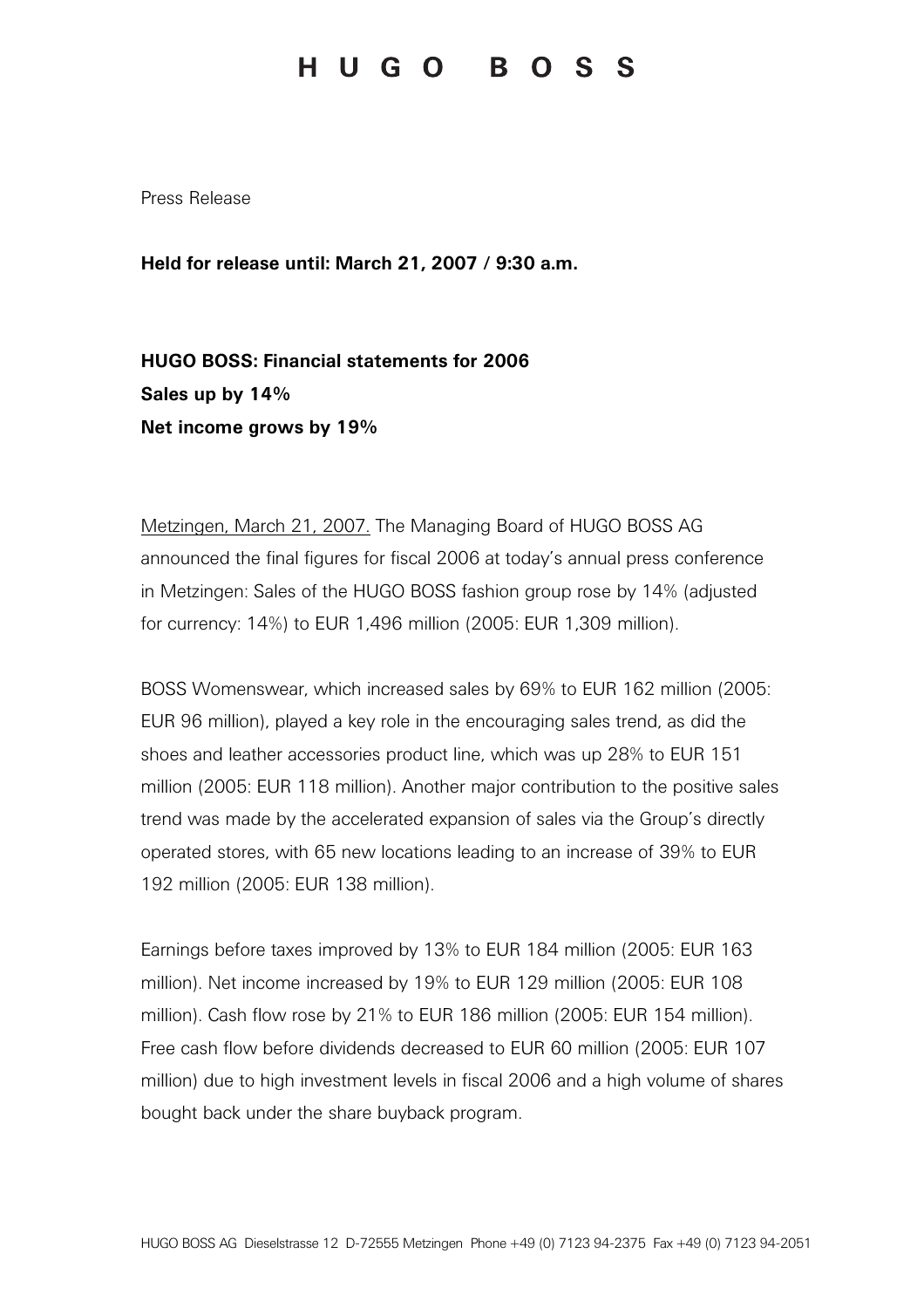# HUGO BOSS

Press Release

**Held for release until: March 21, 2007 / 9:30 a.m.**

**HUGO BOSS: Financial statements for 2006**
**Sales up by 14%**
**Net income grows by 19%**

Metzingen, March 21, 2007. The Managing Board of HUGO BOSS AG announced the final figures for fiscal 2006 at today's annual press conference in Metzingen: Sales of the HUGO BOSS fashion group rose by 14% (adjusted for currency: 14%) to EUR 1,496 million (2005: EUR 1,309 million).

BOSS Womenswear, which increased sales by 69% to EUR 162 million (2005: EUR 96 million), played a key role in the encouraging sales trend, as did the shoes and leather accessories product line, which was up 28% to EUR 151 million (2005: EUR 118 million). Another major contribution to the positive sales trend was made by the accelerated expansion of sales via the Group's directly operated stores, with 65 new locations leading to an increase of 39% to EUR 192 million (2005: EUR 138 million).

Earnings before taxes improved by 13% to EUR 184 million (2005: EUR 163 million). Net income increased by 19% to EUR 129 million (2005: EUR 108 million). Cash flow rose by 21% to EUR 186 million (2005: EUR 154 million). Free cash flow before dividends decreased to EUR 60 million (2005: EUR 107 million) due to high investment levels in fiscal 2006 and a high volume of shares bought back under the share buyback program.

HUGO BOSS AG Dieselstrasse 12 D-72555 Metzingen Phone +49 (0) 7123 94-2375 Fax +49 (0) 7123 94-2051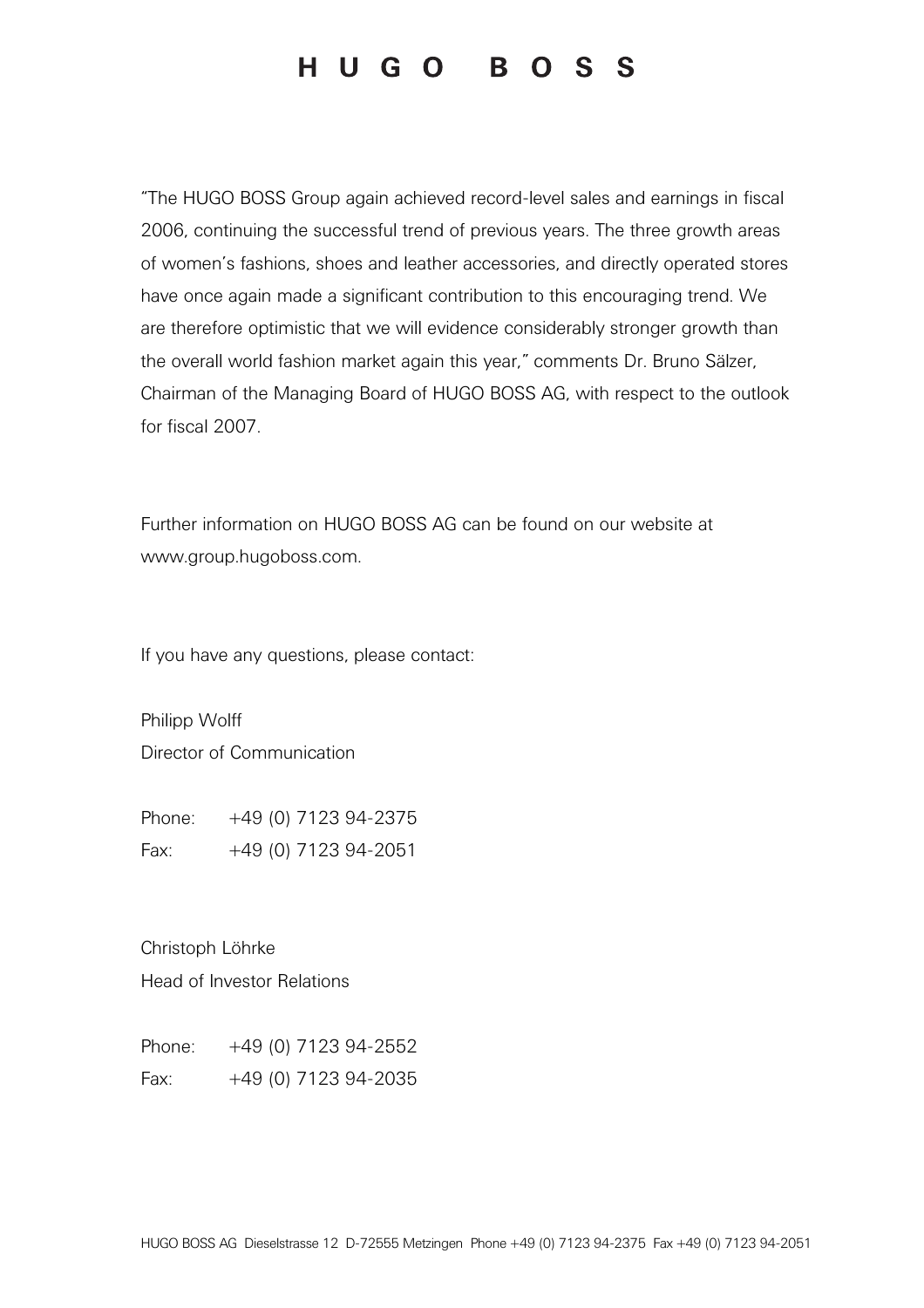"The HUGO BOSS Group again achieved record-level sales and earnings in fiscal 2006, continuing the successful trend of previous years. The three growth areas of women's fashions, shoes and leather accessories, and directly operated stores have once again made a significant contribution to this encouraging trend. We are therefore optimistic that we will evidence considerably stronger growth than the overall world fashion market again this year," comments Dr. Bruno Sälzer, Chairman of the Managing Board of HUGO BOSS AG, with respect to the outlook for fiscal 2007.

Further information on HUGO BOSS AG can be found on our website at www.group.hugoboss.com.

If you have any questions, please contact:

Philipp Wolff
Director of Communication

Phone: +49 (0) 7123 94-2375
Fax: +49 (0) 7123 94-2051

Christoph Löhrke
Head of Investor Relations

Phone: +49 (0) 7123 94-2552
Fax: +49 (0) 7123 94-2035